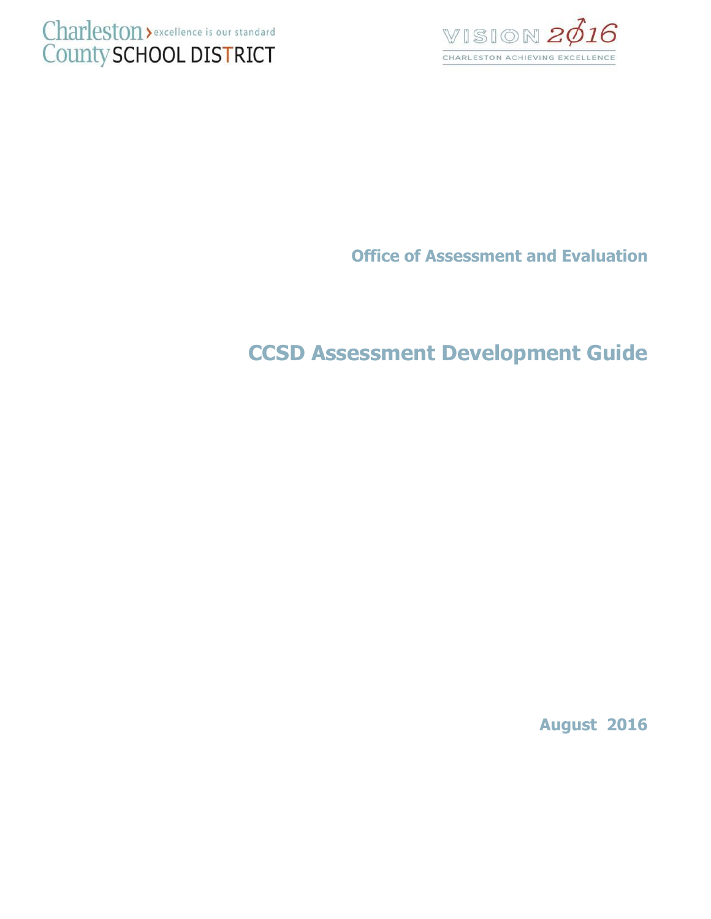Charleston County SCHOOL DISTRICT › excellence is our standard

VISION 2016
CHARLESTON ACHIEVING EXCELLENCE

**Office of Assessment and Evaluation**

# CCSD Assessment Development Guide

**August 2016**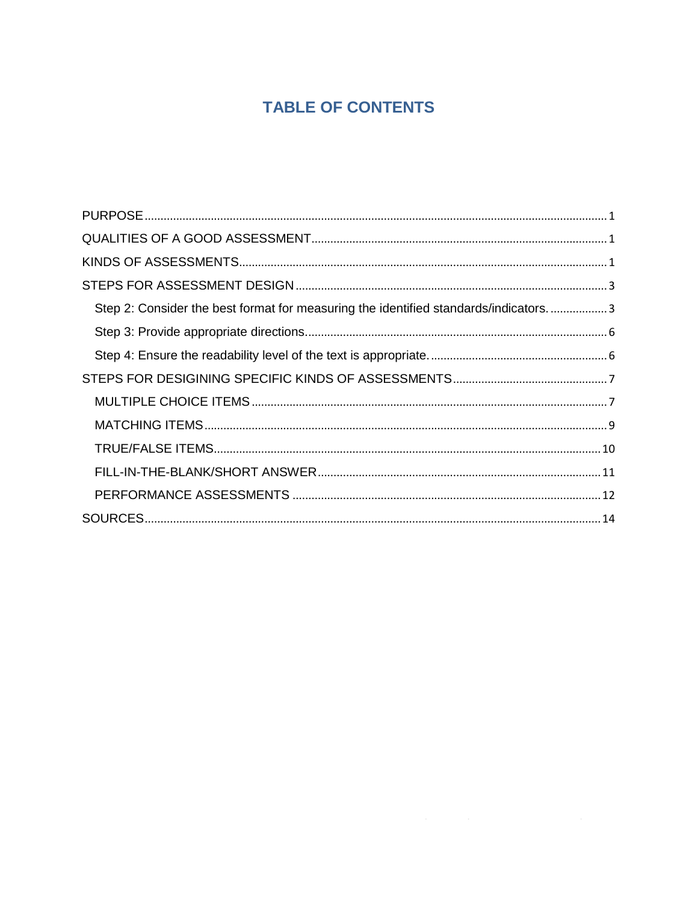# TABLE OF CONTENTS

PURPOSE ........................................................................................................................................ 1

QUALITIES OF A GOOD ASSESSMENT ............................................................................................. 1

KINDS OF ASSESSMENTS ................................................................................................................ 1

STEPS FOR ASSESSMENT DESIGN ................................................................................................... 3

- Step 2: Consider the best format for measuring the identified standards/indicators. .................. 3
- Step 3: Provide appropriate directions. .............................................................................................. 6
- Step 4: Ensure the readability level of the text is appropriate. ....................................................... 6

STEPS FOR DESIGINING SPECIFIC KINDS OF ASSESSMENTS ....................................................... 7

- MULTIPLE CHOICE ITEMS ................................................................................................................ 7
- MATCHING ITEMS ............................................................................................................................ 9
- TRUE/FALSE ITEMS ........................................................................................................................ 10
- FILL-IN-THE-BLANK/SHORT ANSWER .......................................................................................... 11
- PERFORMANCE ASSESSMENTS .................................................................................................... 12

SOURCES ........................................................................................................................................ 14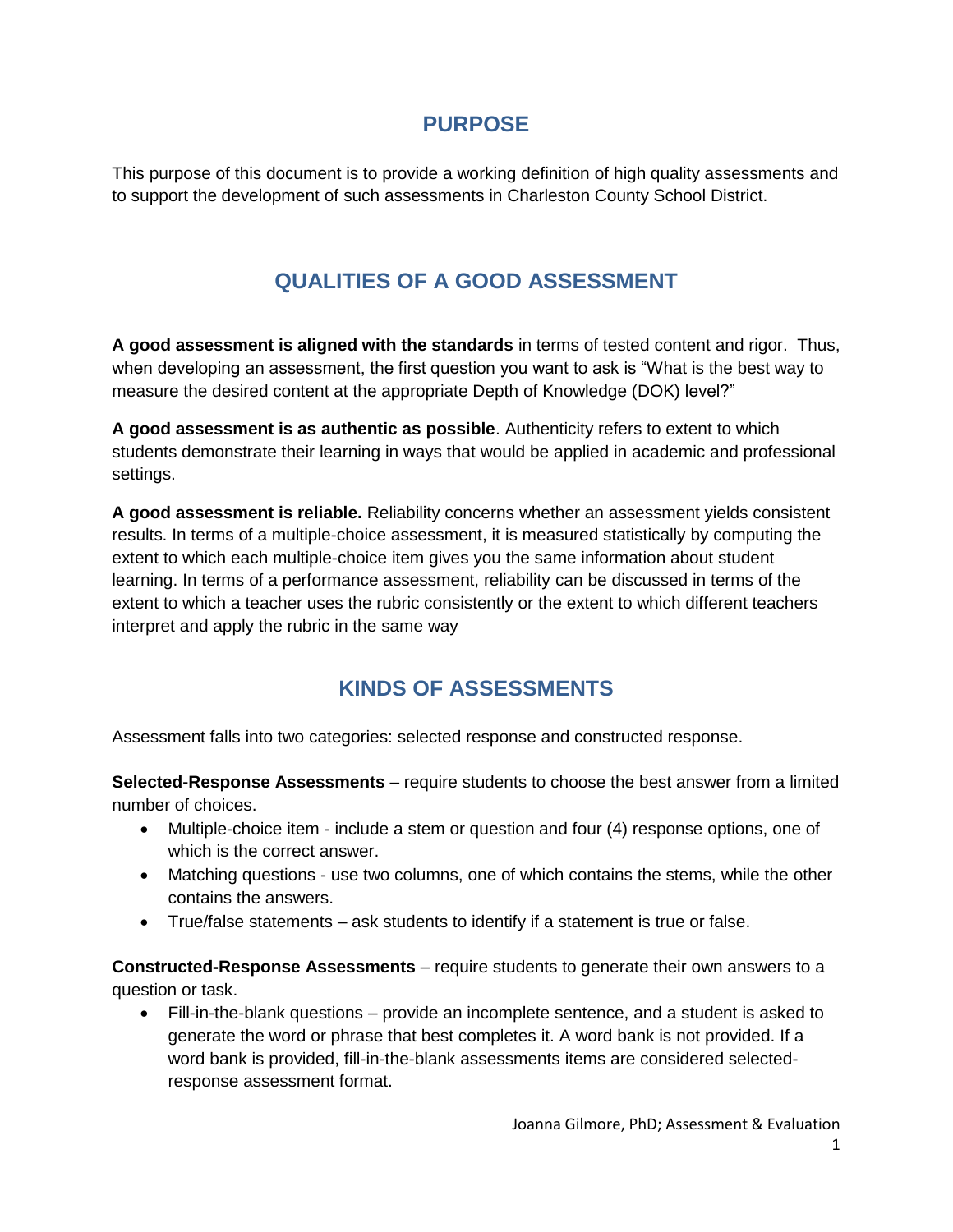## PURPOSE

This purpose of this document is to provide a working definition of high quality assessments and to support the development of such assessments in Charleston County School District.

## QUALITIES OF A GOOD ASSESSMENT

**A good assessment is aligned with the standards** in terms of tested content and rigor. Thus, when developing an assessment, the first question you want to ask is "What is the best way to measure the desired content at the appropriate Depth of Knowledge (DOK) level?"

**A good assessment is as authentic as possible**. Authenticity refers to extent to which students demonstrate their learning in ways that would be applied in academic and professional settings.

**A good assessment is reliable.** Reliability concerns whether an assessment yields consistent results. In terms of a multiple-choice assessment, it is measured statistically by computing the extent to which each multiple-choice item gives you the same information about student learning. In terms of a performance assessment, reliability can be discussed in terms of the extent to which a teacher uses the rubric consistently or the extent to which different teachers interpret and apply the rubric in the same way

## KINDS OF ASSESSMENTS

Assessment falls into two categories: selected response and constructed response.

**Selected-Response Assessments** – require students to choose the best answer from a limited number of choices.

- Multiple-choice item - include a stem or question and four (4) response options, one of which is the correct answer.
- Matching questions - use two columns, one of which contains the stems, while the other contains the answers.
- True/false statements – ask students to identify if a statement is true or false.

**Constructed-Response Assessments** – require students to generate their own answers to a question or task.

- Fill-in-the-blank questions – provide an incomplete sentence, and a student is asked to generate the word or phrase that best completes it. A word bank is not provided. If a word bank is provided, fill-in-the-blank assessments items are considered selected-response assessment format.

Joanna Gilmore, PhD; Assessment & Evaluation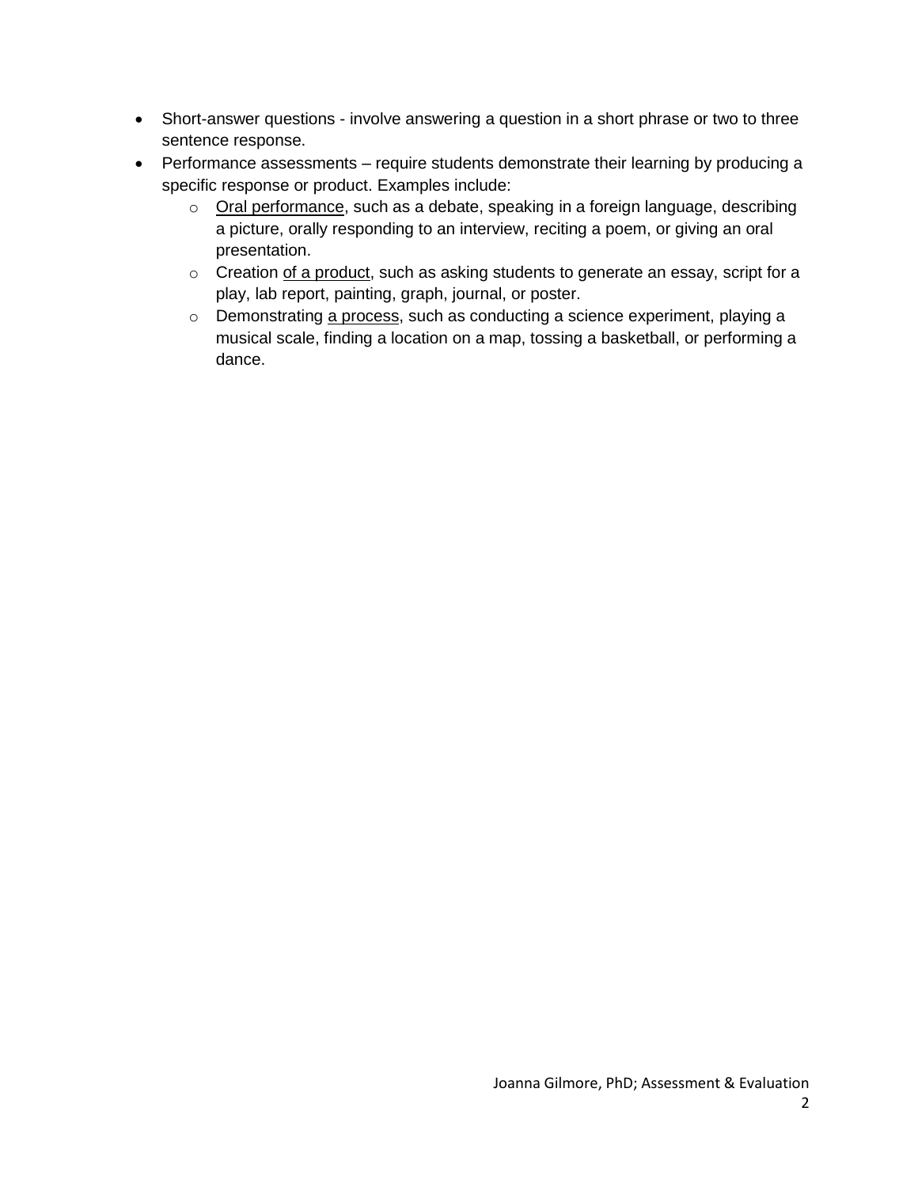- Short-answer questions - involve answering a question in a short phrase or two to three sentence response.
- Performance assessments – require students demonstrate their learning by producing a specific response or product. Examples include:
  - Oral performance, such as a debate, speaking in a foreign language, describing a picture, orally responding to an interview, reciting a poem, or giving an oral presentation.
  - Creation of a product, such as asking students to generate an essay, script for a play, lab report, painting, graph, journal, or poster.
  - Demonstrating a process, such as conducting a science experiment, playing a musical scale, finding a location on a map, tossing a basketball, or performing a dance.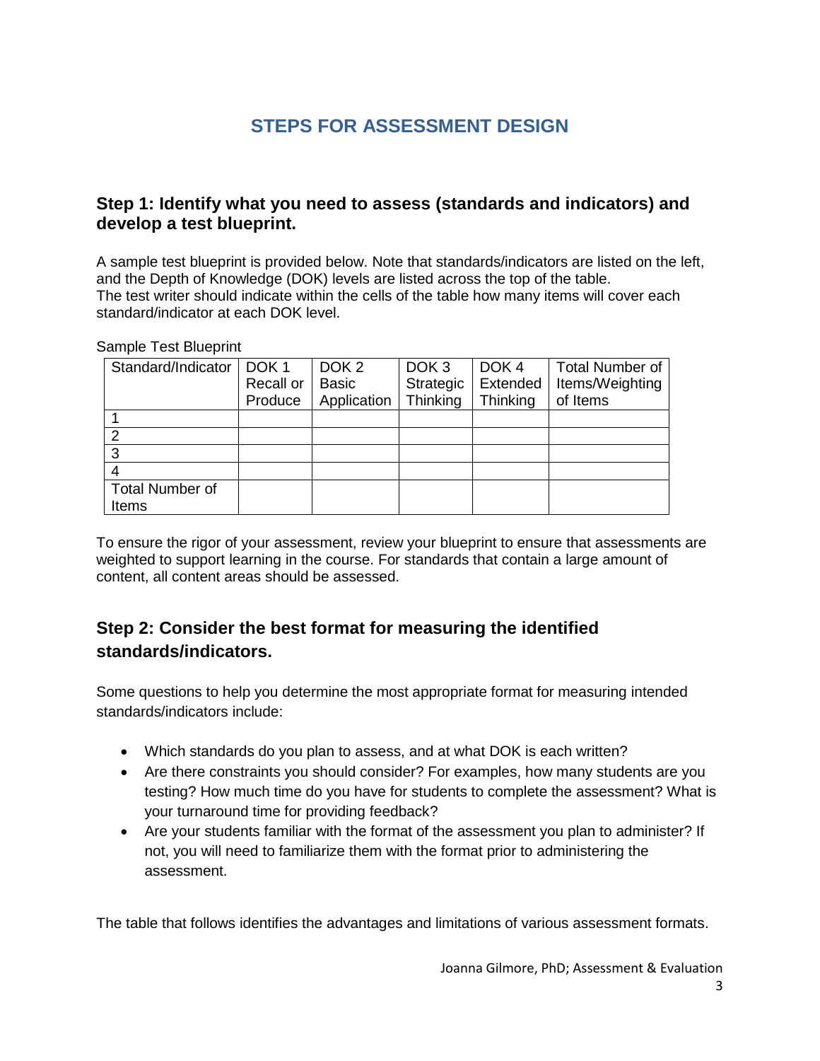# STEPS FOR ASSESSMENT DESIGN

## Step 1: Identify what you need to assess (standards and indicators) and develop a test blueprint.

A sample test blueprint is provided below. Note that standards/indicators are listed on the left, and the Depth of Knowledge (DOK) levels are listed across the top of the table. The test writer should indicate within the cells of the table how many items will cover each standard/indicator at each DOK level.

Sample Test Blueprint

| Standard/Indicator | DOK 1 Recall or Produce | DOK 2 Basic Application | DOK 3 Strategic Thinking | DOK 4 Extended Thinking | Total Number of Items/Weighting of Items |
|---|---|---|---|---|---|
| 1 | | | | | |
| 2 | | | | | |
| 3 | | | | | |
| 4 | | | | | |
| Total Number of Items | | | | | |

To ensure the rigor of your assessment, review your blueprint to ensure that assessments are weighted to support learning in the course. For standards that contain a large amount of content, all content areas should be assessed.

## Step 2: Consider the best format for measuring the identified standards/indicators.

Some questions to help you determine the most appropriate format for measuring intended standards/indicators include:

- Which standards do you plan to assess, and at what DOK is each written?
- Are there constraints you should consider? For examples, how many students are you testing? How much time do you have for students to complete the assessment? What is your turnaround time for providing feedback?
- Are your students familiar with the format of the assessment you plan to administer? If not, you will need to familiarize them with the format prior to administering the assessment.

The table that follows identifies the advantages and limitations of various assessment formats.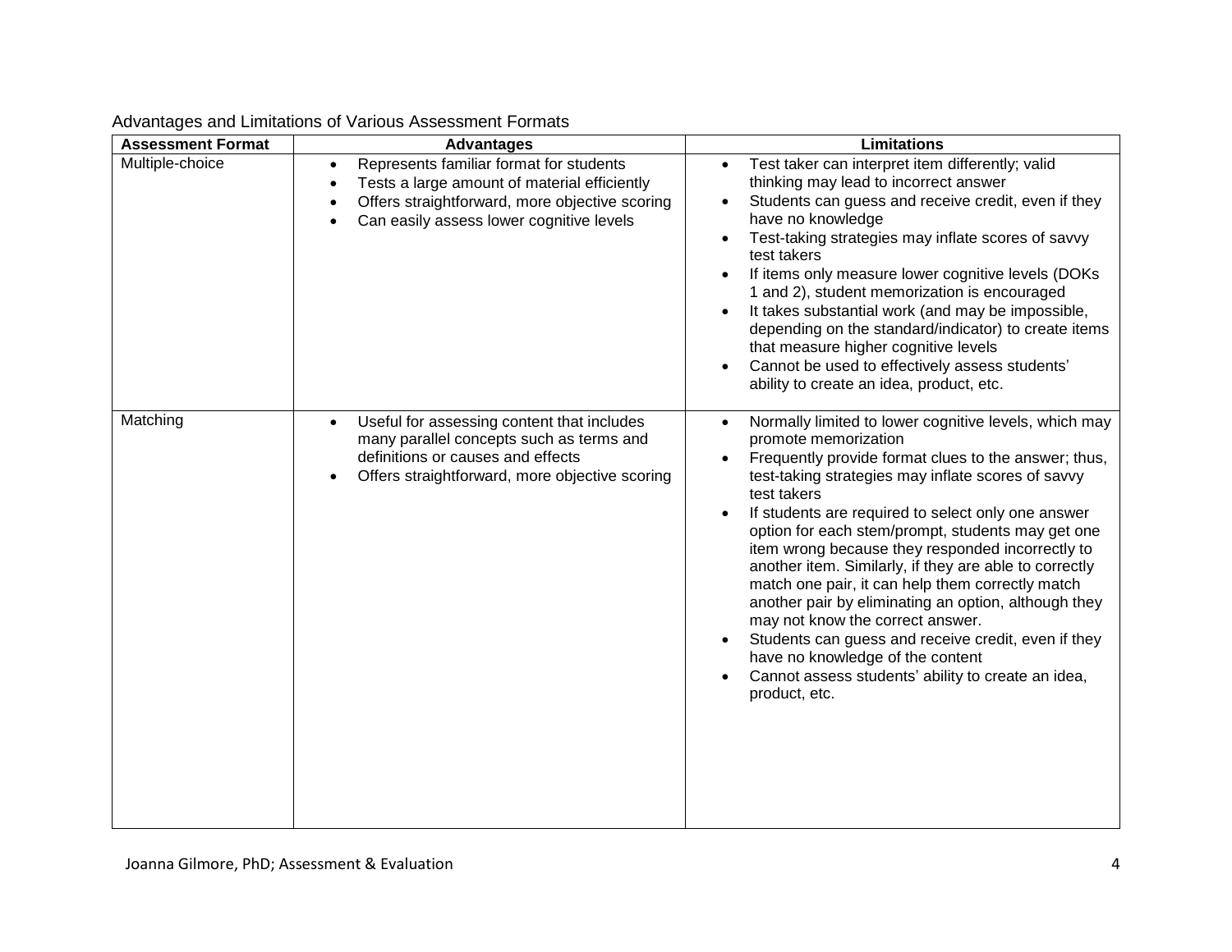Advantages and Limitations of Various Assessment Formats

| Assessment Format | Advantages | Limitations |
| --- | --- | --- |
| Multiple-choice | • Represents familiar format for students<br>• Tests a large amount of material efficiently<br>• Offers straightforward, more objective scoring<br>• Can easily assess lower cognitive levels | • Test taker can interpret item differently; valid thinking may lead to incorrect answer<br>• Students can guess and receive credit, even if they have no knowledge<br>• Test-taking strategies may inflate scores of savvy test takers<br>• If items only measure lower cognitive levels (DOKs 1 and 2), student memorization is encouraged<br>• It takes substantial work (and may be impossible, depending on the standard/indicator) to create items that measure higher cognitive levels<br>• Cannot be used to effectively assess students' ability to create an idea, product, etc. |
| Matching | • Useful for assessing content that includes many parallel concepts such as terms and definitions or causes and effects<br>• Offers straightforward, more objective scoring | • Normally limited to lower cognitive levels, which may promote memorization<br>• Frequently provide format clues to the answer; thus, test-taking strategies may inflate scores of savvy test takers<br>• If students are required to select only one answer option for each stem/prompt, students may get one item wrong because they responded incorrectly to another item. Similarly, if they are able to correctly match one pair, it can help them correctly match another pair by eliminating an option, although they may not know the correct answer.<br>• Students can guess and receive credit, even if they have no knowledge of the content<br>• Cannot assess students' ability to create an idea, product, etc. |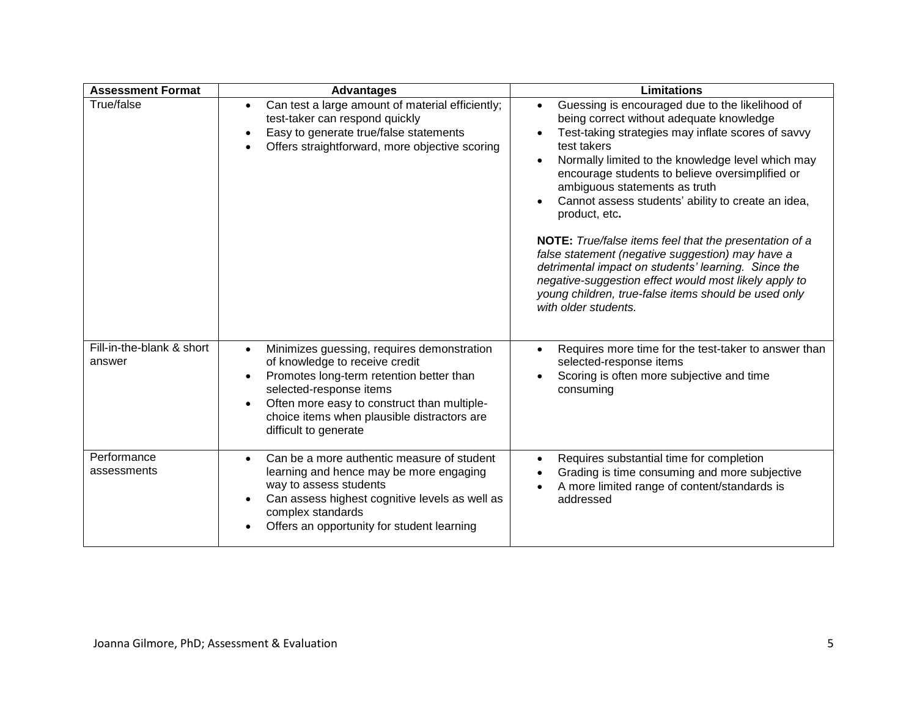| Assessment Format | Advantages | Limitations |
|---|---|---|
| True/false | • Can test a large amount of material efficiently; test-taker can respond quickly<br>• Easy to generate true/false statements<br>• Offers straightforward, more objective scoring | • Guessing is encouraged due to the likelihood of being correct without adequate knowledge<br>• Test-taking strategies may inflate scores of savvy test takers<br>• Normally limited to the knowledge level which may encourage students to believe oversimplified or ambiguous statements as truth<br>• Cannot assess students' ability to create an idea, product, etc**.**<br><br>**NOTE:** *True/false items feel that the presentation of a false statement (negative suggestion) may have a detrimental impact on students' learning. Since the negative-suggestion effect would most likely apply to young children, true-false items should be used only with older students.* |
| Fill-in-the-blank & short answer | • Minimizes guessing, requires demonstration of knowledge to receive credit<br>• Promotes long-term retention better than selected-response items<br>• Often more easy to construct than multiple-choice items when plausible distractors are difficult to generate | • Requires more time for the test-taker to answer than selected-response items<br>• Scoring is often more subjective and time consuming |
| Performance assessments | • Can be a more authentic measure of student learning and hence may be more engaging way to assess students<br>• Can assess highest cognitive levels as well as complex standards<br>• Offers an opportunity for student learning | • Requires substantial time for completion<br>• Grading is time consuming and more subjective<br>• A more limited range of content/standards is addressed |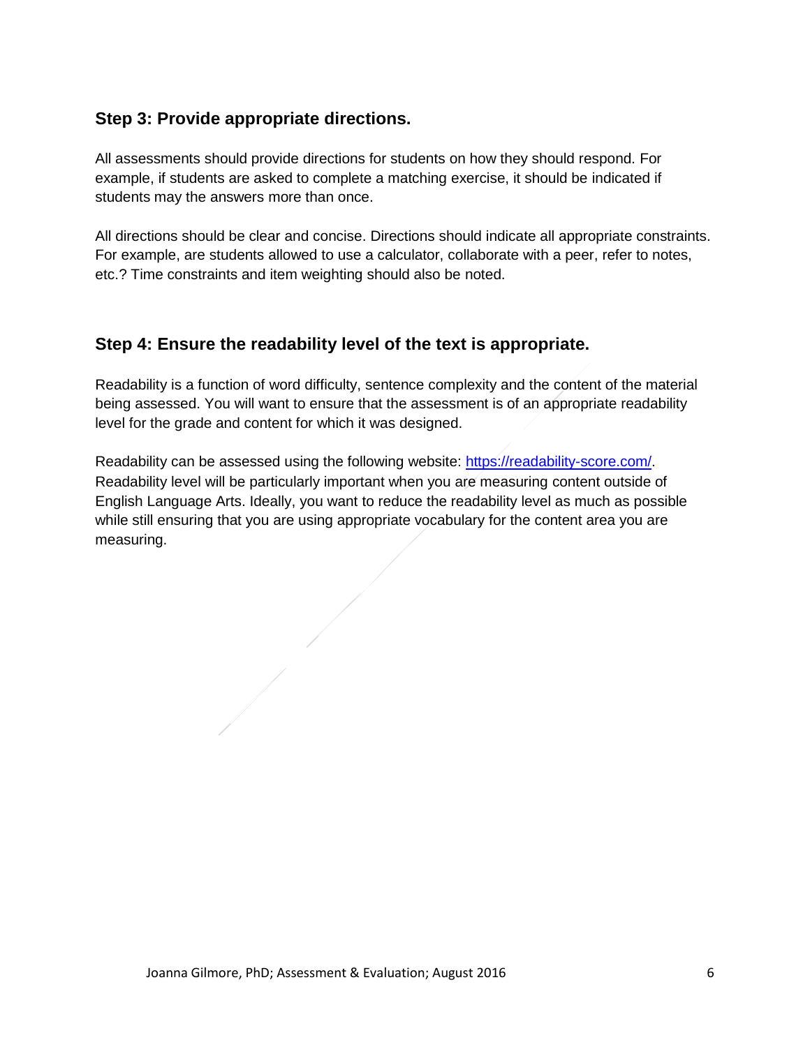### Step 3: Provide appropriate directions.

All assessments should provide directions for students on how they should respond. For example, if students are asked to complete a matching exercise, it should be indicated if students may the answers more than once.

All directions should be clear and concise. Directions should indicate all appropriate constraints. For example, are students allowed to use a calculator, collaborate with a peer, refer to notes, etc.? Time constraints and item weighting should also be noted.

### Step 4: Ensure the readability level of the text is appropriate.

Readability is a function of word difficulty, sentence complexity and the content of the material being assessed. You will want to ensure that the assessment is of an appropriate readability level for the grade and content for which it was designed.

Readability can be assessed using the following website: [https://readability-score.com/](https://readability-score.com/). Readability level will be particularly important when you are measuring content outside of English Language Arts. Ideally, you want to reduce the readability level as much as possible while still ensuring that you are using appropriate vocabulary for the content area you are measuring.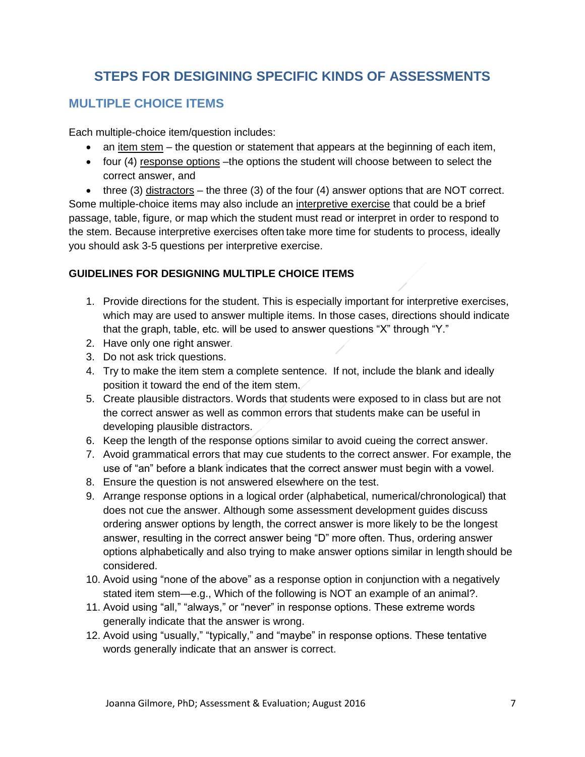# STEPS FOR DESIGINING SPECIFIC KINDS OF ASSESSMENTS

## MULTIPLE CHOICE ITEMS

Each multiple-choice item/question includes:

- an item stem – the question or statement that appears at the beginning of each item,
- four (4) response options –the options the student will choose between to select the correct answer, and
- three (3) distractors – the three (3) of the four (4) answer options that are NOT correct.

Some multiple-choice items may also include an interpretive exercise that could be a brief passage, table, figure, or map which the student must read or interpret in order to respond to the stem. Because interpretive exercises often take more time for students to process, ideally you should ask 3-5 questions per interpretive exercise.

### GUIDELINES FOR DESIGNING MULTIPLE CHOICE ITEMS

1. Provide directions for the student. This is especially important for interpretive exercises, which may are used to answer multiple items. In those cases, directions should indicate that the graph, table, etc. will be used to answer questions “X” through “Y.”
2. Have only one right answer.
3. Do not ask trick questions.
4. Try to make the item stem a complete sentence. If not, include the blank and ideally position it toward the end of the item stem.
5. Create plausible distractors. Words that students were exposed to in class but are not the correct answer as well as common errors that students make can be useful in developing plausible distractors.
6. Keep the length of the response options similar to avoid cueing the correct answer.
7. Avoid grammatical errors that may cue students to the correct answer. For example, the use of “an” before a blank indicates that the correct answer must begin with a vowel.
8. Ensure the question is not answered elsewhere on the test.
9. Arrange response options in a logical order (alphabetical, numerical/chronological) that does not cue the answer. Although some assessment development guides discuss ordering answer options by length, the correct answer is more likely to be the longest answer, resulting in the correct answer being “D” more often. Thus, ordering answer options alphabetically and also trying to make answer options similar in length should be considered.
10. Avoid using “none of the above” as a response option in conjunction with a negatively stated item stem—e.g., Which of the following is NOT an example of an animal?.
11. Avoid using “all,” “always,” or “never” in response options. These extreme words generally indicate that the answer is wrong.
12. Avoid using “usually,” “typically,” and “maybe” in response options. These tentative words generally indicate that an answer is correct.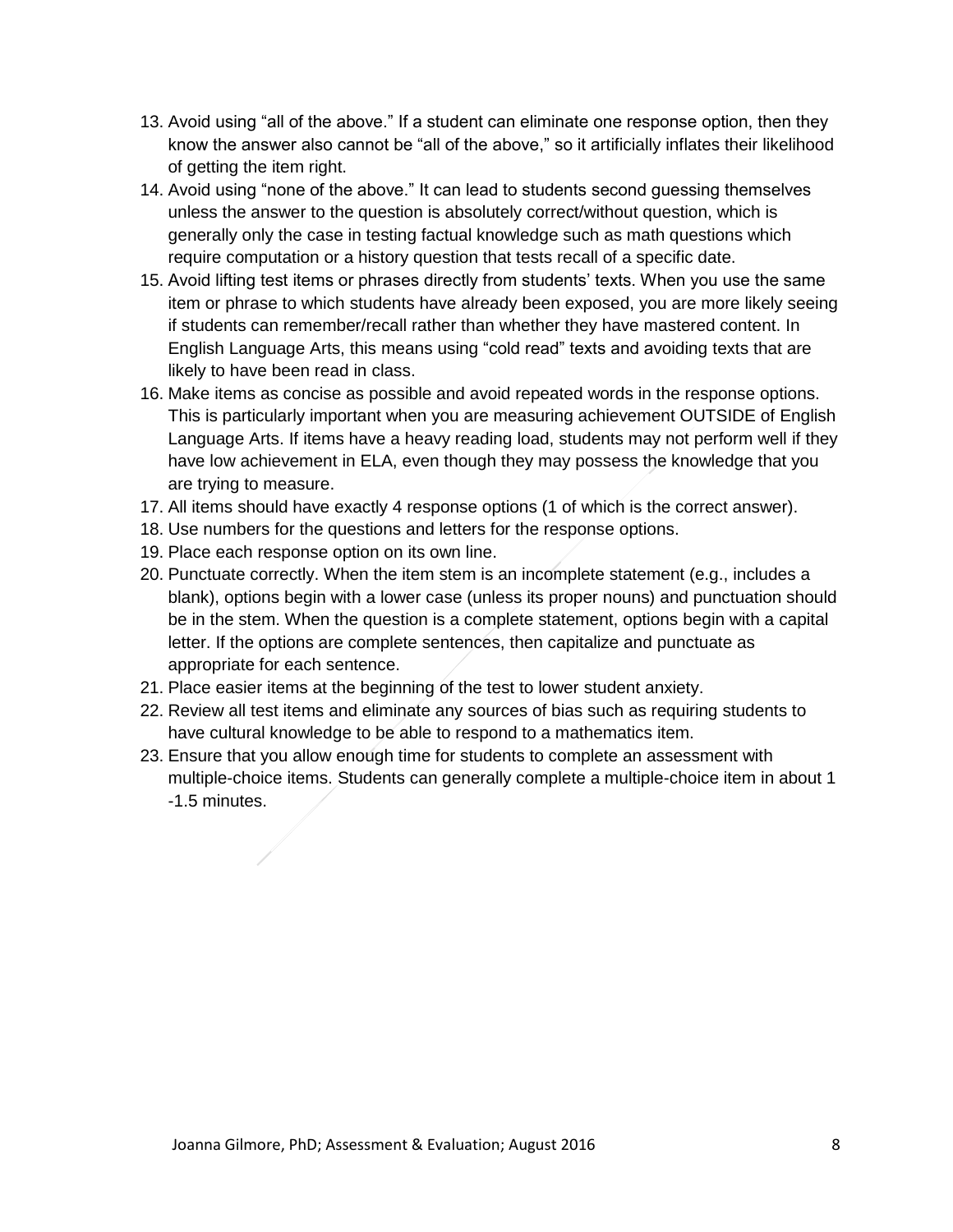13. Avoid using “all of the above.” If a student can eliminate one response option, then they know the answer also cannot be “all of the above,” so it artificially inflates their likelihood of getting the item right.
14. Avoid using “none of the above.” It can lead to students second guessing themselves unless the answer to the question is absolutely correct/without question, which is generally only the case in testing factual knowledge such as math questions which require computation or a history question that tests recall of a specific date.
15. Avoid lifting test items or phrases directly from students’ texts. When you use the same item or phrase to which students have already been exposed, you are more likely seeing if students can remember/recall rather than whether they have mastered content. In English Language Arts, this means using “cold read” texts and avoiding texts that are likely to have been read in class.
16. Make items as concise as possible and avoid repeated words in the response options. This is particularly important when you are measuring achievement OUTSIDE of English Language Arts. If items have a heavy reading load, students may not perform well if they have low achievement in ELA, even though they may possess the knowledge that you are trying to measure.
17. All items should have exactly 4 response options (1 of which is the correct answer).
18. Use numbers for the questions and letters for the response options.
19. Place each response option on its own line.
20. Punctuate correctly. When the item stem is an incomplete statement (e.g., includes a blank), options begin with a lower case (unless its proper nouns) and punctuation should be in the stem. When the question is a complete statement, options begin with a capital letter. If the options are complete sentences, then capitalize and punctuate as appropriate for each sentence.
21. Place easier items at the beginning of the test to lower student anxiety.
22. Review all test items and eliminate any sources of bias such as requiring students to have cultural knowledge to be able to respond to a mathematics item.
23. Ensure that you allow enough time for students to complete an assessment with multiple-choice items. Students can generally complete a multiple-choice item in about 1 -1.5 minutes.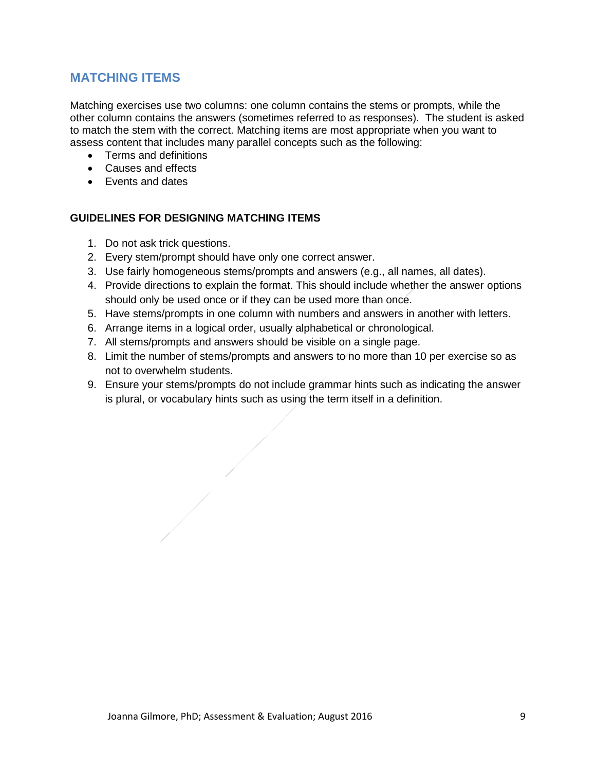## MATCHING ITEMS

Matching exercises use two columns: one column contains the stems or prompts, while the other column contains the answers (sometimes referred to as responses). The student is asked to match the stem with the correct. Matching items are most appropriate when you want to assess content that includes many parallel concepts such as the following:

- Terms and definitions
- Causes and effects
- Events and dates

### GUIDELINES FOR DESIGNING MATCHING ITEMS

1. Do not ask trick questions.
2. Every stem/prompt should have only one correct answer.
3. Use fairly homogeneous stems/prompts and answers (e.g., all names, all dates).
4. Provide directions to explain the format. This should include whether the answer options should only be used once or if they can be used more than once.
5. Have stems/prompts in one column with numbers and answers in another with letters.
6. Arrange items in a logical order, usually alphabetical or chronological.
7. All stems/prompts and answers should be visible on a single page.
8. Limit the number of stems/prompts and answers to no more than 10 per exercise so as not to overwhelm students.
9. Ensure your stems/prompts do not include grammar hints such as indicating the answer is plural, or vocabulary hints such as using the term itself in a definition.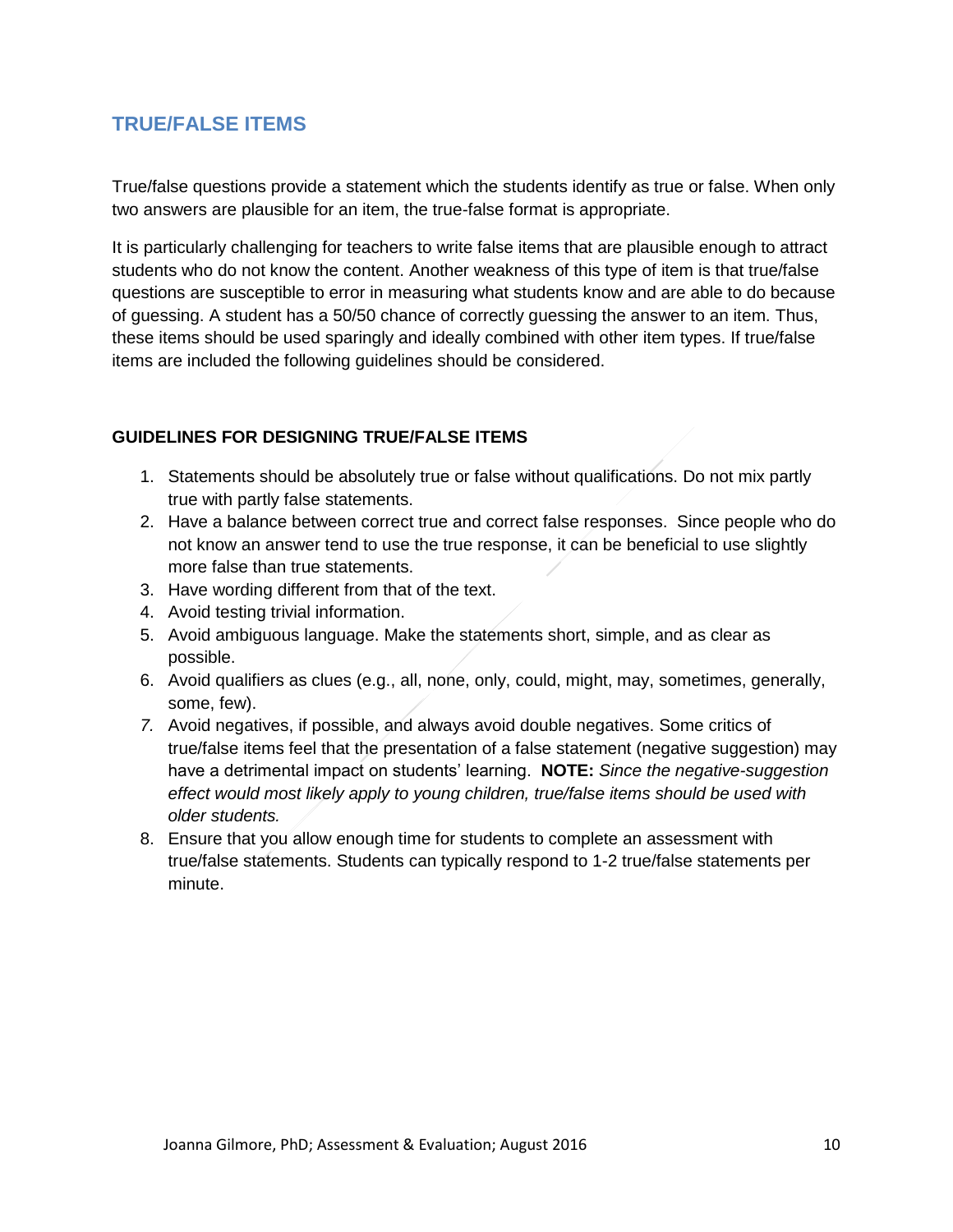## TRUE/FALSE ITEMS

True/false questions provide a statement which the students identify as true or false. When only two answers are plausible for an item, the true-false format is appropriate.

It is particularly challenging for teachers to write false items that are plausible enough to attract students who do not know the content. Another weakness of this type of item is that true/false questions are susceptible to error in measuring what students know and are able to do because of guessing. A student has a 50/50 chance of correctly guessing the answer to an item. Thus, these items should be used sparingly and ideally combined with other item types. If true/false items are included the following guidelines should be considered.

### GUIDELINES FOR DESIGNING TRUE/FALSE ITEMS

1. Statements should be absolutely true or false without qualifications. Do not mix partly true with partly false statements.
2. Have a balance between correct true and correct false responses. Since people who do not know an answer tend to use the true response, it can be beneficial to use slightly more false than true statements.
3. Have wording different from that of the text.
4. Avoid testing trivial information.
5. Avoid ambiguous language. Make the statements short, simple, and as clear as possible.
6. Avoid qualifiers as clues (e.g., all, none, only, could, might, may, sometimes, generally, some, few).
7. Avoid negatives, if possible, and always avoid double negatives. Some critics of true/false items feel that the presentation of a false statement (negative suggestion) may have a detrimental impact on students' learning. **NOTE:** *Since the negative-suggestion effect would most likely apply to young children, true/false items should be used with older students.*
8. Ensure that you allow enough time for students to complete an assessment with true/false statements. Students can typically respond to 1-2 true/false statements per minute.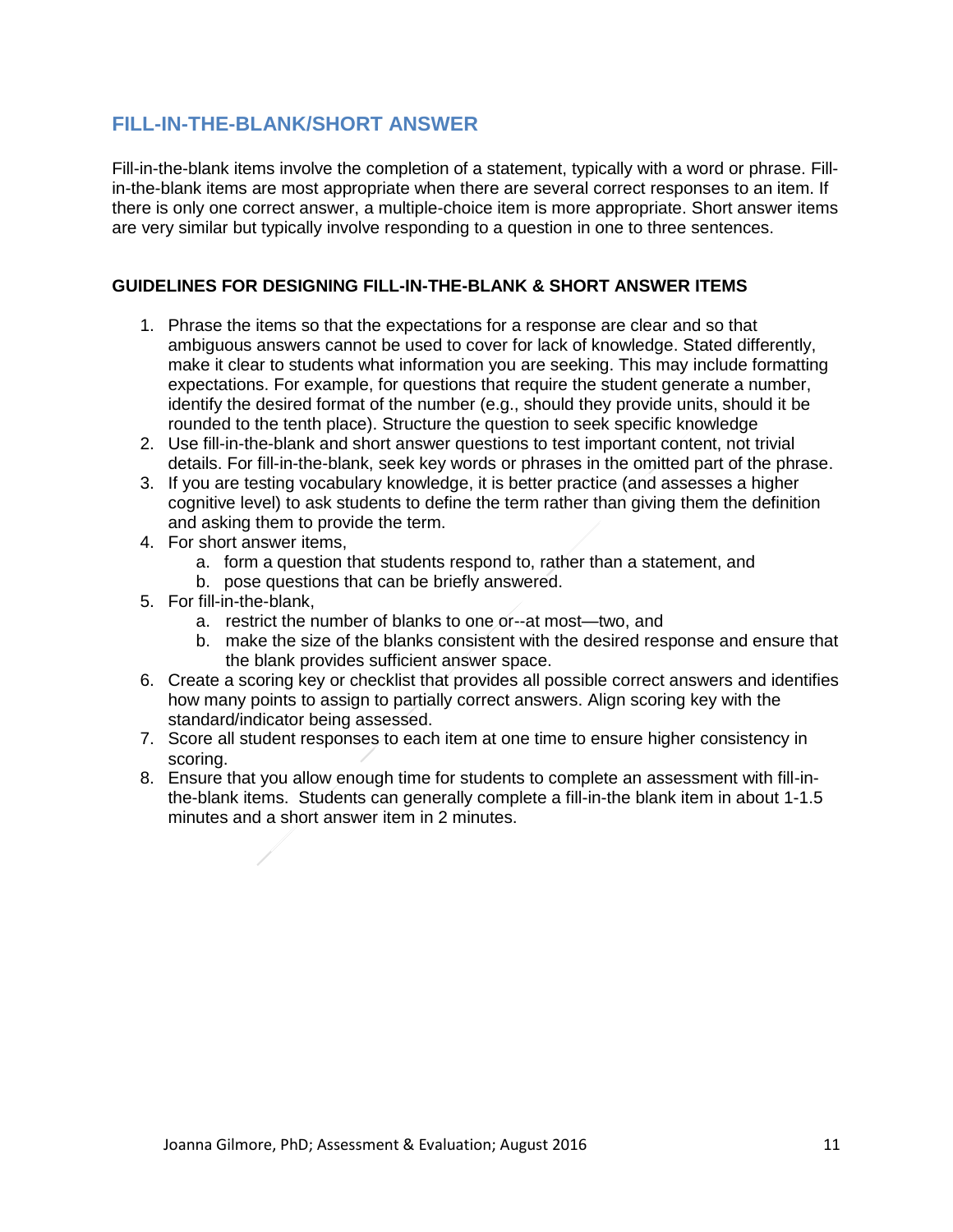## FILL-IN-THE-BLANK/SHORT ANSWER

Fill-in-the-blank items involve the completion of a statement, typically with a word or phrase. Fill-in-the-blank items are most appropriate when there are several correct responses to an item. If there is only one correct answer, a multiple-choice item is more appropriate. Short answer items are very similar but typically involve responding to a question in one to three sentences.

### GUIDELINES FOR DESIGNING FILL-IN-THE-BLANK & SHORT ANSWER ITEMS

1. Phrase the items so that the expectations for a response are clear and so that ambiguous answers cannot be used to cover for lack of knowledge. Stated differently, make it clear to students what information you are seeking. This may include formatting expectations. For example, for questions that require the student generate a number, identify the desired format of the number (e.g., should they provide units, should it be rounded to the tenth place). Structure the question to seek specific knowledge
2. Use fill-in-the-blank and short answer questions to test important content, not trivial details. For fill-in-the-blank, seek key words or phrases in the omitted part of the phrase.
3. If you are testing vocabulary knowledge, it is better practice (and assesses a higher cognitive level) to ask students to define the term rather than giving them the definition and asking them to provide the term.
4. For short answer items,
   a. form a question that students respond to, rather than a statement, and
   b. pose questions that can be briefly answered.
5. For fill-in-the-blank,
   a. restrict the number of blanks to one or--at most—two, and
   b. make the size of the blanks consistent with the desired response and ensure that the blank provides sufficient answer space.
6. Create a scoring key or checklist that provides all possible correct answers and identifies how many points to assign to partially correct answers. Align scoring key with the standard/indicator being assessed.
7. Score all student responses to each item at one time to ensure higher consistency in scoring.
8. Ensure that you allow enough time for students to complete an assessment with fill-in-the-blank items. Students can generally complete a fill-in-the blank item in about 1-1.5 minutes and a short answer item in 2 minutes.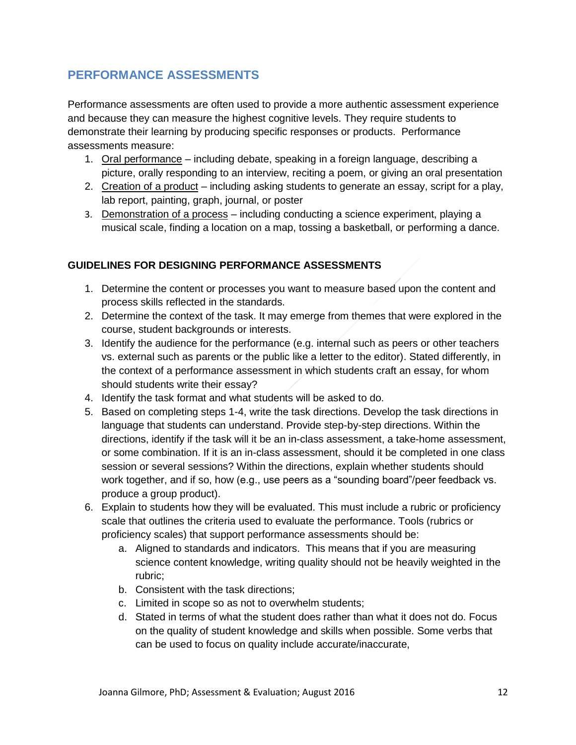## PERFORMANCE ASSESSMENTS

Performance assessments are often used to provide a more authentic assessment experience and because they can measure the highest cognitive levels. They require students to demonstrate their learning by producing specific responses or products. Performance assessments measure:

1. Oral performance – including debate, speaking in a foreign language, describing a picture, orally responding to an interview, reciting a poem, or giving an oral presentation
2. Creation of a product – including asking students to generate an essay, script for a play, lab report, painting, graph, journal, or poster
3. Demonstration of a process – including conducting a science experiment, playing a musical scale, finding a location on a map, tossing a basketball, or performing a dance.

### GUIDELINES FOR DESIGNING PERFORMANCE ASSESSMENTS

1. Determine the content or processes you want to measure based upon the content and process skills reflected in the standards.
2. Determine the context of the task. It may emerge from themes that were explored in the course, student backgrounds or interests.
3. Identify the audience for the performance (e.g. internal such as peers or other teachers vs. external such as parents or the public like a letter to the editor). Stated differently, in the context of a performance assessment in which students craft an essay, for whom should students write their essay?
4. Identify the task format and what students will be asked to do.
5. Based on completing steps 1-4, write the task directions. Develop the task directions in language that students can understand. Provide step-by-step directions. Within the directions, identify if the task will it be an in-class assessment, a take-home assessment, or some combination. If it is an in-class assessment, should it be completed in one class session or several sessions? Within the directions, explain whether students should work together, and if so, how (e.g., use peers as a "sounding board"/peer feedback vs. produce a group product).
6. Explain to students how they will be evaluated. This must include a rubric or proficiency scale that outlines the criteria used to evaluate the performance. Tools (rubrics or proficiency scales) that support performance assessments should be:
   a. Aligned to standards and indicators. This means that if you are measuring science content knowledge, writing quality should not be heavily weighted in the rubric;
   b. Consistent with the task directions;
   c. Limited in scope so as not to overwhelm students;
   d. Stated in terms of what the student does rather than what it does not do. Focus on the quality of student knowledge and skills when possible. Some verbs that can be used to focus on quality include accurate/inaccurate,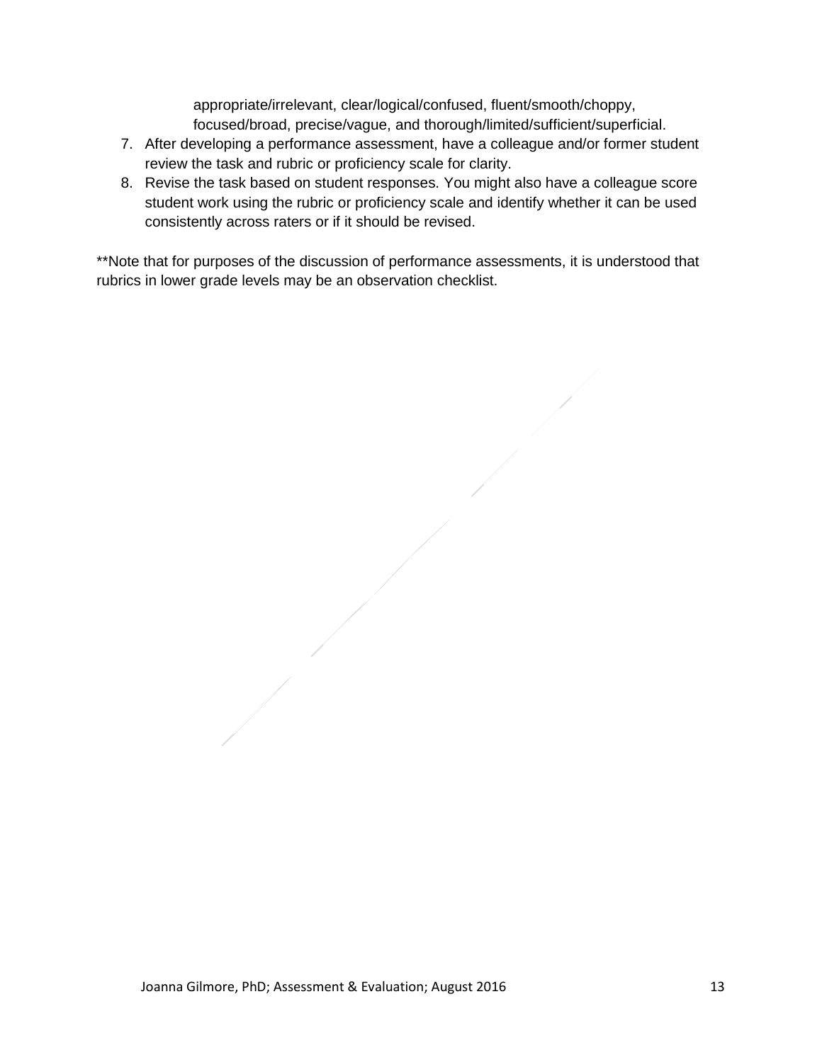appropriate/irrelevant, clear/logical/confused, fluent/smooth/choppy, focused/broad, precise/vague, and thorough/limited/sufficient/superficial.

7. After developing a performance assessment, have a colleague and/or former student review the task and rubric or proficiency scale for clarity.
8. Revise the task based on student responses. You might also have a colleague score student work using the rubric or proficiency scale and identify whether it can be used consistently across raters or if it should be revised.

**Note that for purposes of the discussion of performance assessments, it is understood that rubrics in lower grade levels may be an observation checklist.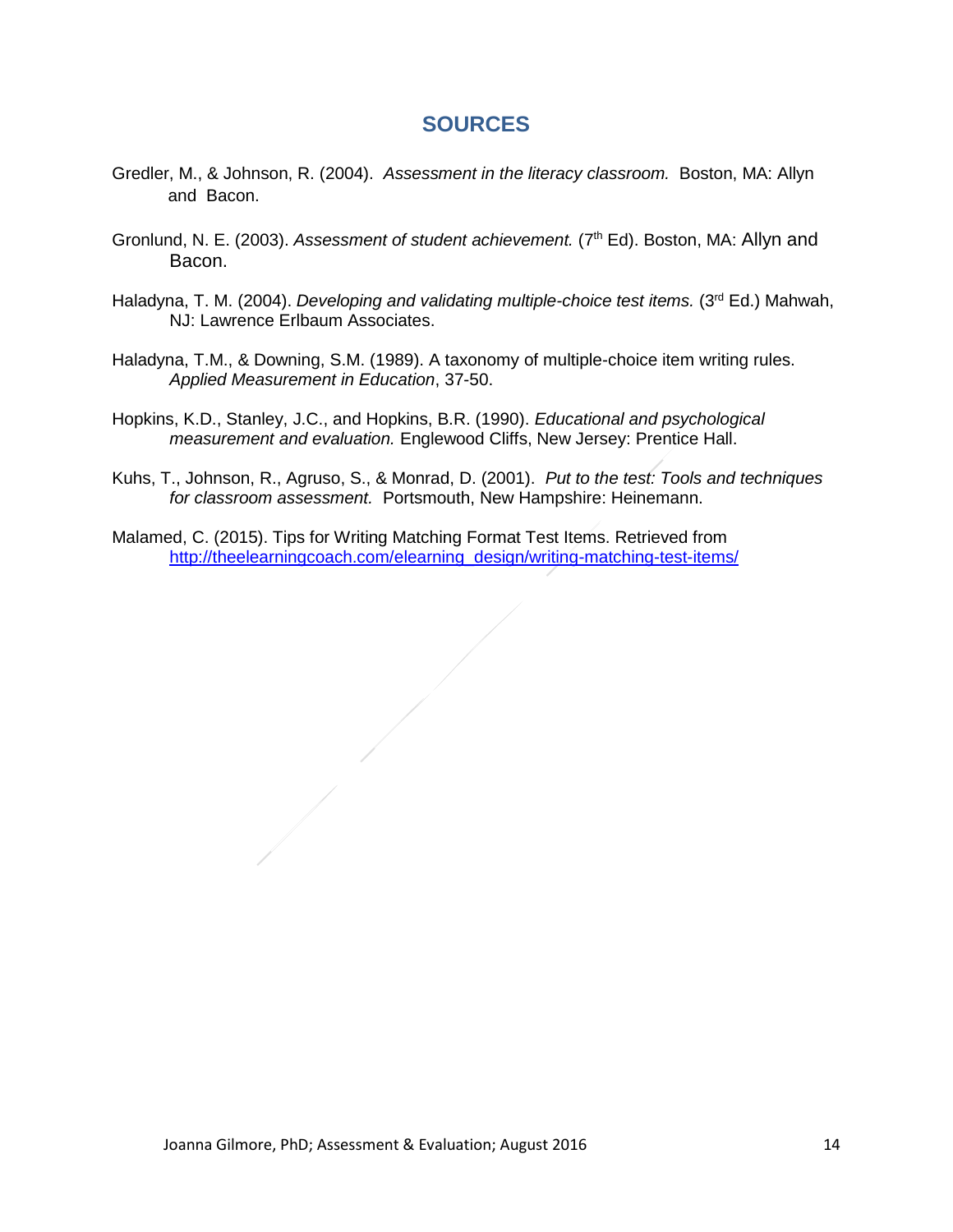## SOURCES

Gredler, M., & Johnson, R. (2004). *Assessment in the literacy classroom.* Boston, MA: Allyn and Bacon.

Gronlund, N. E. (2003). *Assessment of student achievement.* (7th Ed). Boston, MA: Allyn and Bacon.

Haladyna, T. M. (2004). *Developing and validating multiple-choice test items.* (3rd Ed.) Mahwah, NJ: Lawrence Erlbaum Associates.

Haladyna, T.M., & Downing, S.M. (1989). A taxonomy of multiple-choice item writing rules. *Applied Measurement in Education*, 37-50.

Hopkins, K.D., Stanley, J.C., and Hopkins, B.R. (1990). *Educational and psychological measurement and evaluation.* Englewood Cliffs, New Jersey: Prentice Hall.

Kuhs, T., Johnson, R., Agruso, S., & Monrad, D. (2001). *Put to the test: Tools and techniques for classroom assessment.* Portsmouth, New Hampshire: Heinemann.

Malamed, C. (2015). Tips for Writing Matching Format Test Items. Retrieved from http://theelearningcoach.com/elearning_design/writing-matching-test-items/